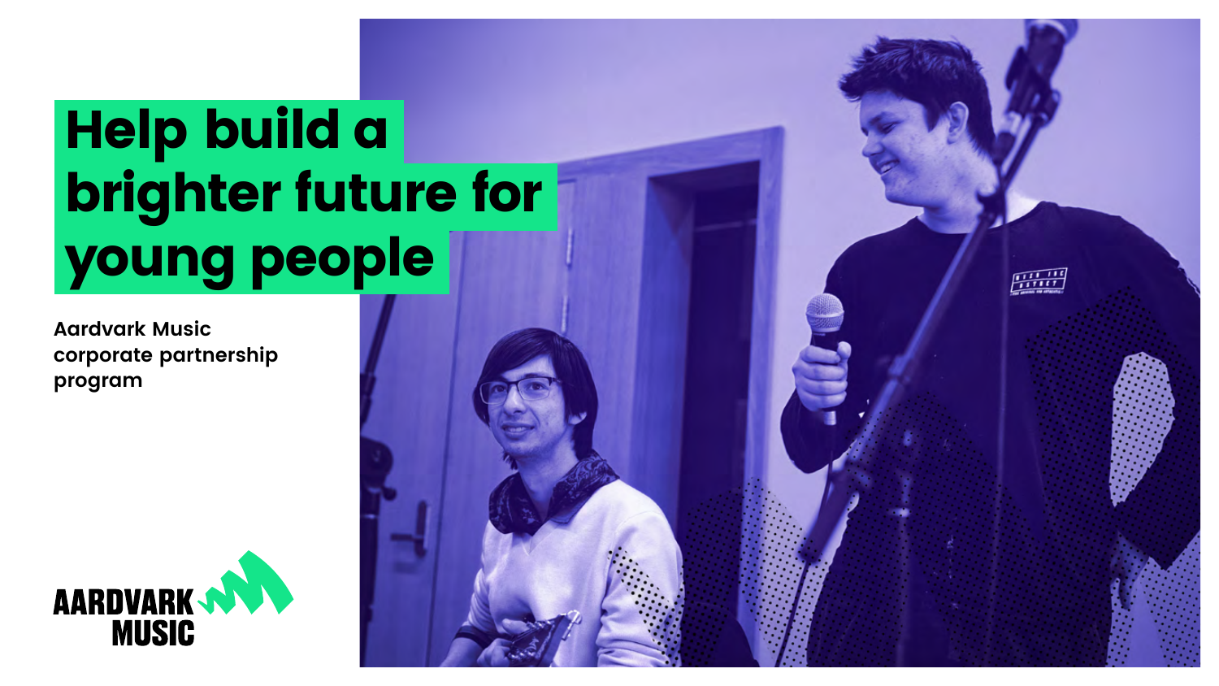# Help build a brighter future for young people

Aardvark Music corporate partnership program

AARDVARK MUSIC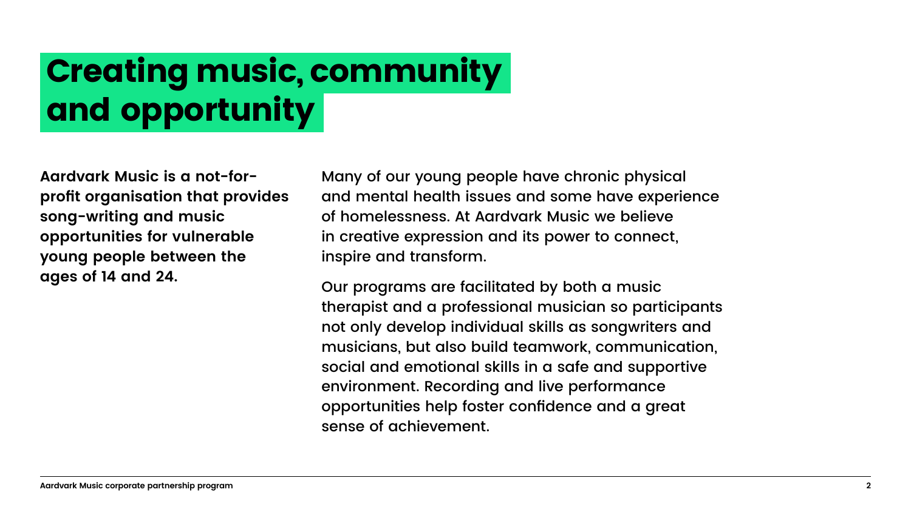# Creating music, community and opportunity

**Aardvark Music is a not-for-profit organisation that provides song-writing and music opportunities for vulnerable young people between the ages of 14 and 24.**

Many of our young people have chronic physical and mental health issues and some have experience of homelessness. At Aardvark Music we believe in creative expression and its power to connect, inspire and transform.

Our programs are facilitated by both a music therapist and a professional musician so participants not only develop individual skills as songwriters and musicians, but also build teamwork, communication, social and emotional skills in a safe and supportive environment. Recording and live performance opportunities help foster confidence and a great sense of achievement.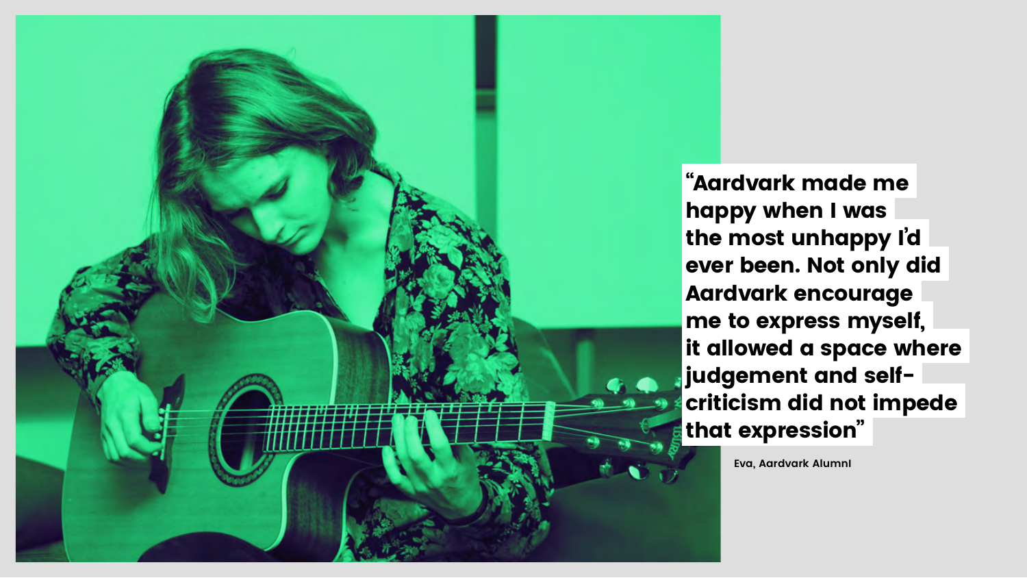**"Aardvark made me happy when I was the most unhappy I'd ever been. Not only did Aardvark encourage me to express myself, it allowed a space where judgement and self-criticism did not impede that expression"**

Eva, Aardvark Alumni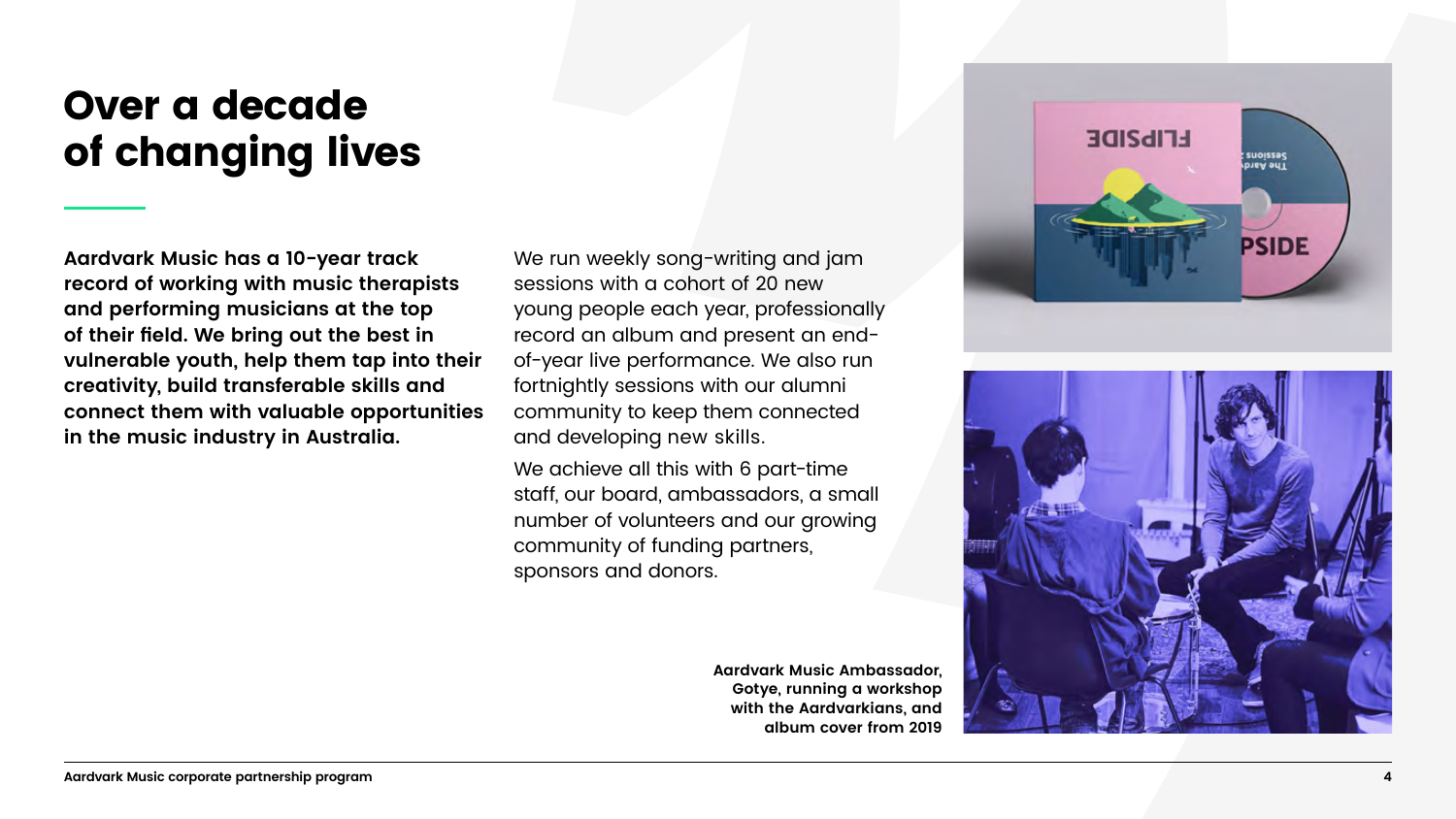# Over a decade of changing lives

**Aardvark Music has a 10-year track record of working with music therapists and performing musicians at the top of their field. We bring out the best in vulnerable youth, help them tap into their creativity, build transferable skills and connect them with valuable opportunities in the music industry in Australia.**

We run weekly song-writing and jam sessions with a cohort of 20 new young people each year, professionally record an album and present an end-of-year live performance. We also run fortnightly sessions with our alumni community to keep them connected and developing new skills.

We achieve all this with 6 part-time staff, our board, ambassadors, a small number of volunteers and our growing community of funding partners, sponsors and donors.

**Aardvark Music Ambassador, Gotye, running a workshop with the Aardvarkians, and album cover from 2019**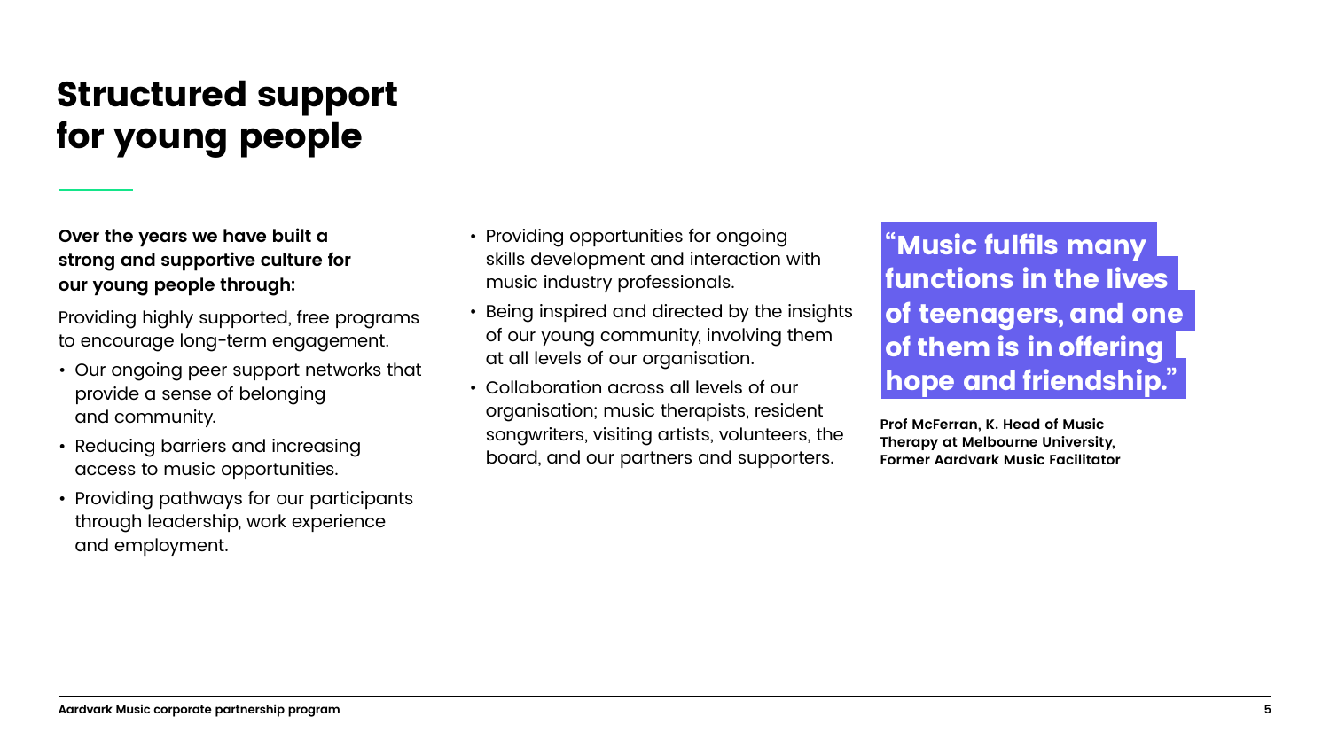# Structured support for young people

**Over the years we have built a strong and supportive culture for our young people through:**

Providing highly supported, free programs to encourage long-term engagement.

- Our ongoing peer support networks that provide a sense of belonging and community.
- Reducing barriers and increasing access to music opportunities.
- Providing pathways for our participants through leadership, work experience and employment.
- Providing opportunities for ongoing skills development and interaction with music industry professionals.
- Being inspired and directed by the insights of our young community, involving them at all levels of our organisation.
- Collaboration across all levels of our organisation; music therapists, resident songwriters, visiting artists, volunteers, the board, and our partners and supporters.

**"Music fulfils many functions in the lives of teenagers, and one of them is in offering hope and friendship."**

**Prof McFerran, K. Head of Music Therapy at Melbourne University, Former Aardvark Music Facilitator**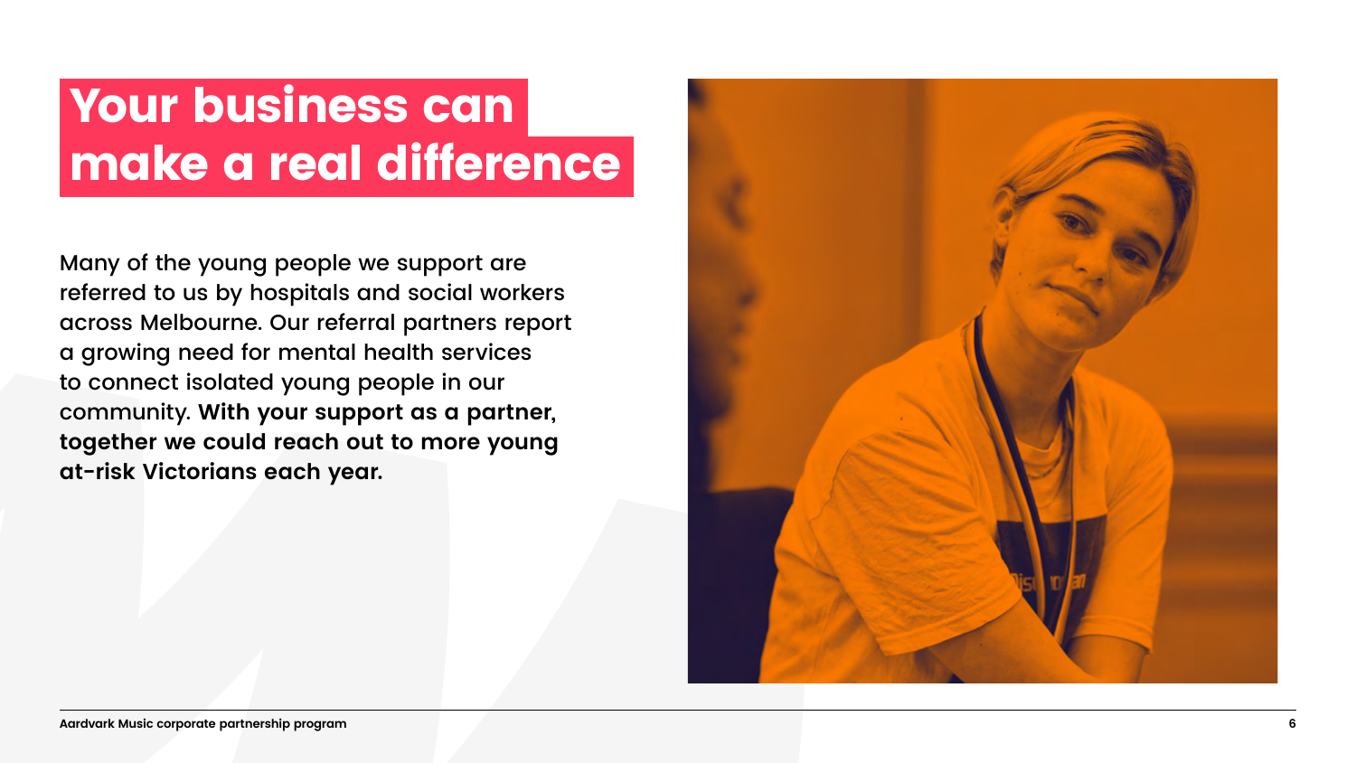# Your business can make a real difference

Many of the young people we support are referred to us by hospitals and social workers across Melbourne. Our referral partners report a growing need for mental health services to connect isolated young people in our community. **With your support as a partner, together we could reach out to more young at-risk Victorians each year.**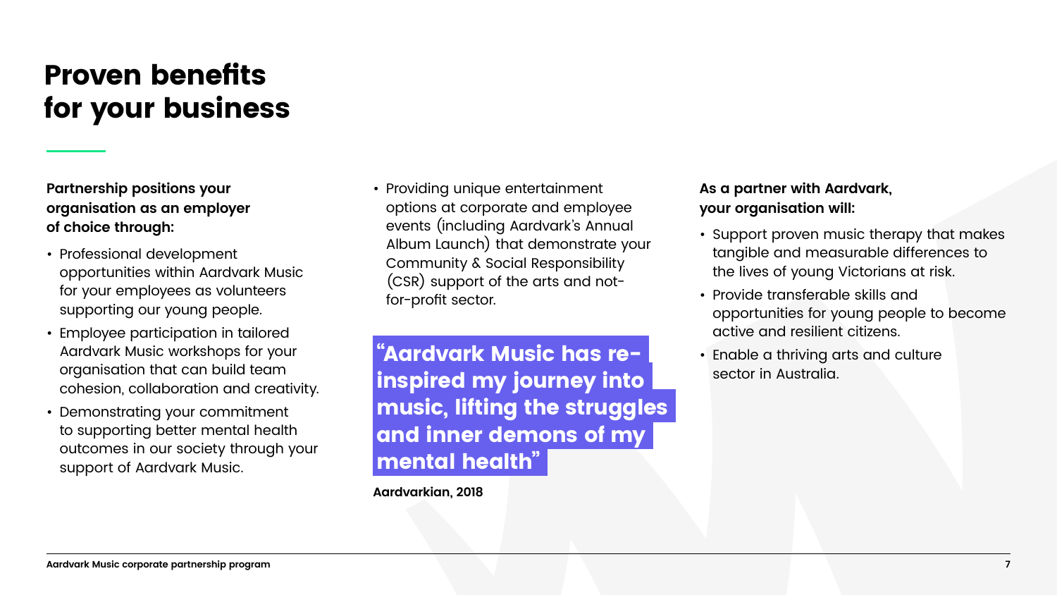# Proven benefits for your business

**Partnership positions your organisation as an employer of choice through:**

- Professional development opportunities within Aardvark Music for your employees as volunteers supporting our young people.
- Employee participation in tailored Aardvark Music workshops for your organisation that can build team cohesion, collaboration and creativity.
- Demonstrating your commitment to supporting better mental health outcomes in our society through your support of Aardvark Music.
- Providing unique entertainment options at corporate and employee events (including Aardvark's Annual Album Launch) that demonstrate your Community & Social Responsibility (CSR) support of the arts and not-for-profit sector.

> **"Aardvark Music has re-inspired my journey into music, lifting the struggles and inner demons of my mental health"**

**Aardvarkian, 2018**

**As a partner with Aardvark, your organisation will:**

- Support proven music therapy that makes tangible and measurable differences to the lives of young Victorians at risk.
- Provide transferable skills and opportunities for young people to become active and resilient citizens.
- Enable a thriving arts and culture sector in Australia.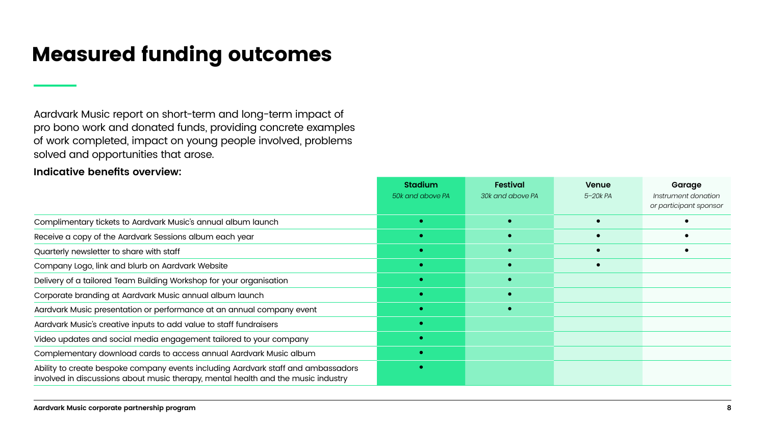# Measured funding outcomes

Aardvark Music report on short-term and long-term impact of pro bono work and donated funds, providing concrete examples of work completed, impact on young people involved, problems solved and opportunities that arose.

**Indicative benefits overview:**

| | **Stadium** *50k and above PA* | **Festival** *30k and above PA* | **Venue** *5–20k PA* | **Garage** *Instrument donation or participant sponsor* |
|---|---|---|---|---|
| Complimentary tickets to Aardvark Music's annual album launch | • | • | • | • |
| Receive a copy of the Aardvark Sessions album each year | • | • | • | • |
| Quarterly newsletter to share with staff | • | • | • | • |
| Company Logo, link and blurb on Aardvark Website | • | • | • | |
| Delivery of a tailored Team Building Workshop for your organisation | • | • | | |
| Corporate branding at Aardvark Music annual album launch | • | • | | |
| Aardvark Music presentation or performance at an annual company event | • | • | | |
| Aardvark Music's creative inputs to add value to staff fundraisers | • | | | |
| Video updates and social media engagement tailored to your company | • | | | |
| Complementary download cards to access annual Aardvark Music album | • | | | |
| Ability to create bespoke company events including Aardvark staff and ambassadors involved in discussions about music therapy, mental health and the music industry | • | | | |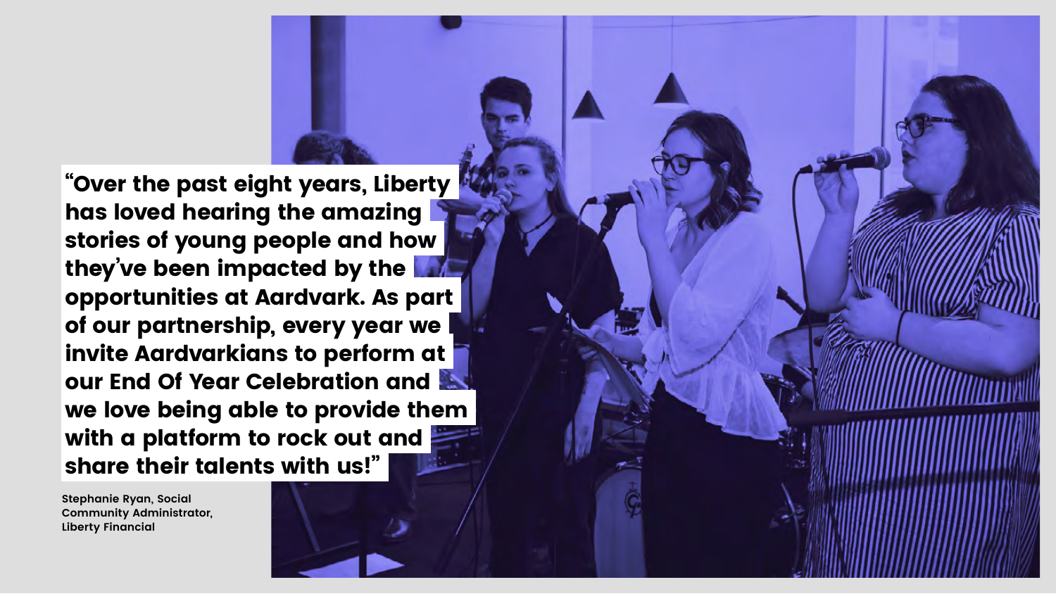"Over the past eight years, Liberty has loved hearing the amazing stories of young people and how they've been impacted by the opportunities at Aardvark. As part of our partnership, every year we invite Aardvarkians to perform at our End Of Year Celebration and we love being able to provide them with a platform to rock out and share their talents with us!"

**Stephanie Ryan, Social Community Administrator, Liberty Financial**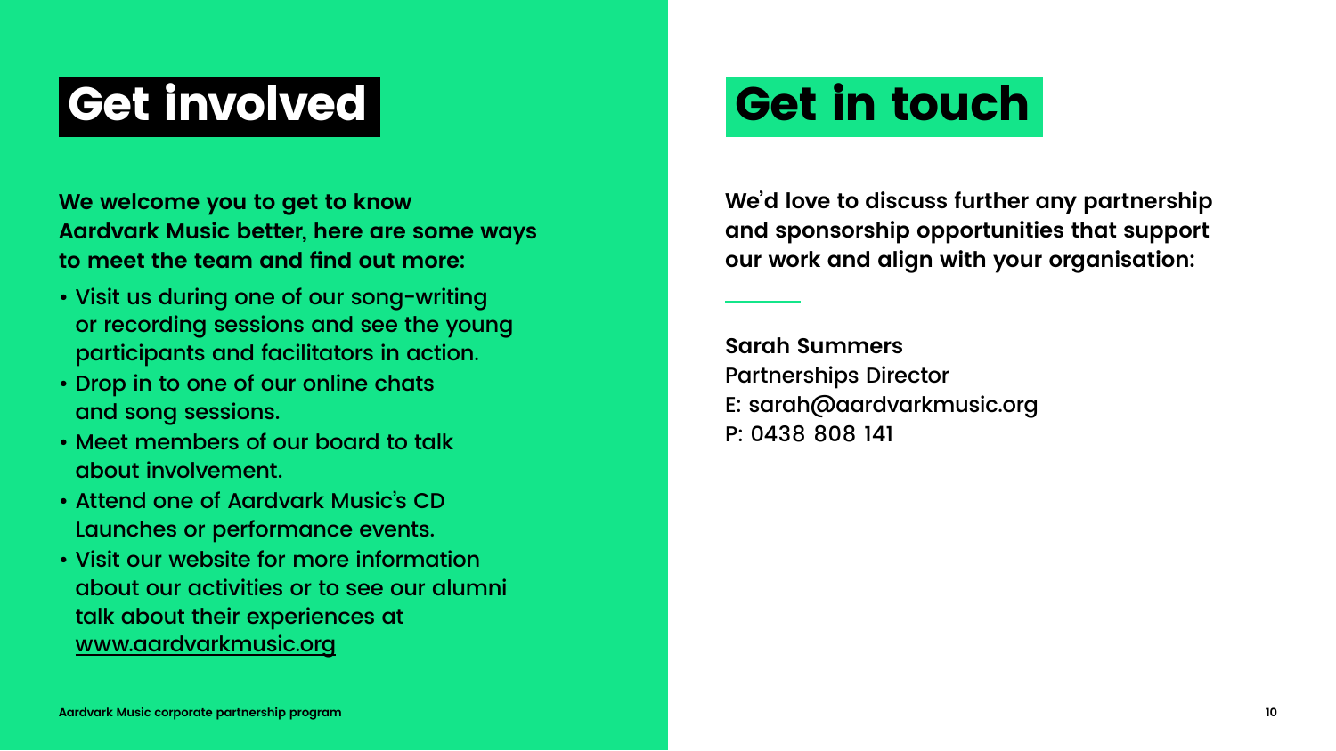# Get involved

**We welcome you to get to know Aardvark Music better, here are some ways to meet the team and find out more:**

- Visit us during one of our song-writing or recording sessions and see the young participants and facilitators in action.
- Drop in to one of our online chats and song sessions.
- Meet members of our board to talk about involvement.
- Attend one of Aardvark Music's CD Launches or performance events.
- Visit our website for more information about our activities or to see our alumni talk about their experiences at www.aardvarkmusic.org

# Get in touch

**We'd love to discuss further any partnership and sponsorship opportunities that support our work and align with your organisation:**

**Sarah Summers**
Partnerships Director
E: sarah@aardvarkmusic.org
P: 0438 808 141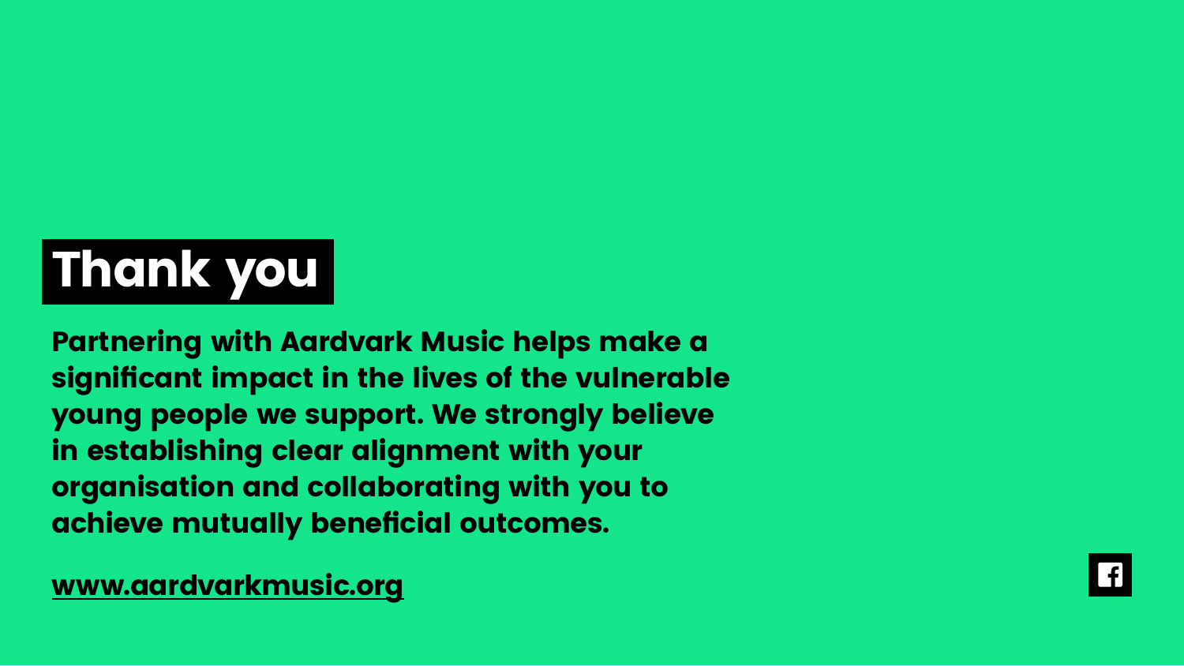# Thank you

**Partnering with Aardvark Music helps make a significant impact in the lives of the vulnerable young people we support. We strongly believe in establishing clear alignment with your organisation and collaborating with you to achieve mutually beneficial outcomes.**

**www.aardvarkmusic.org**